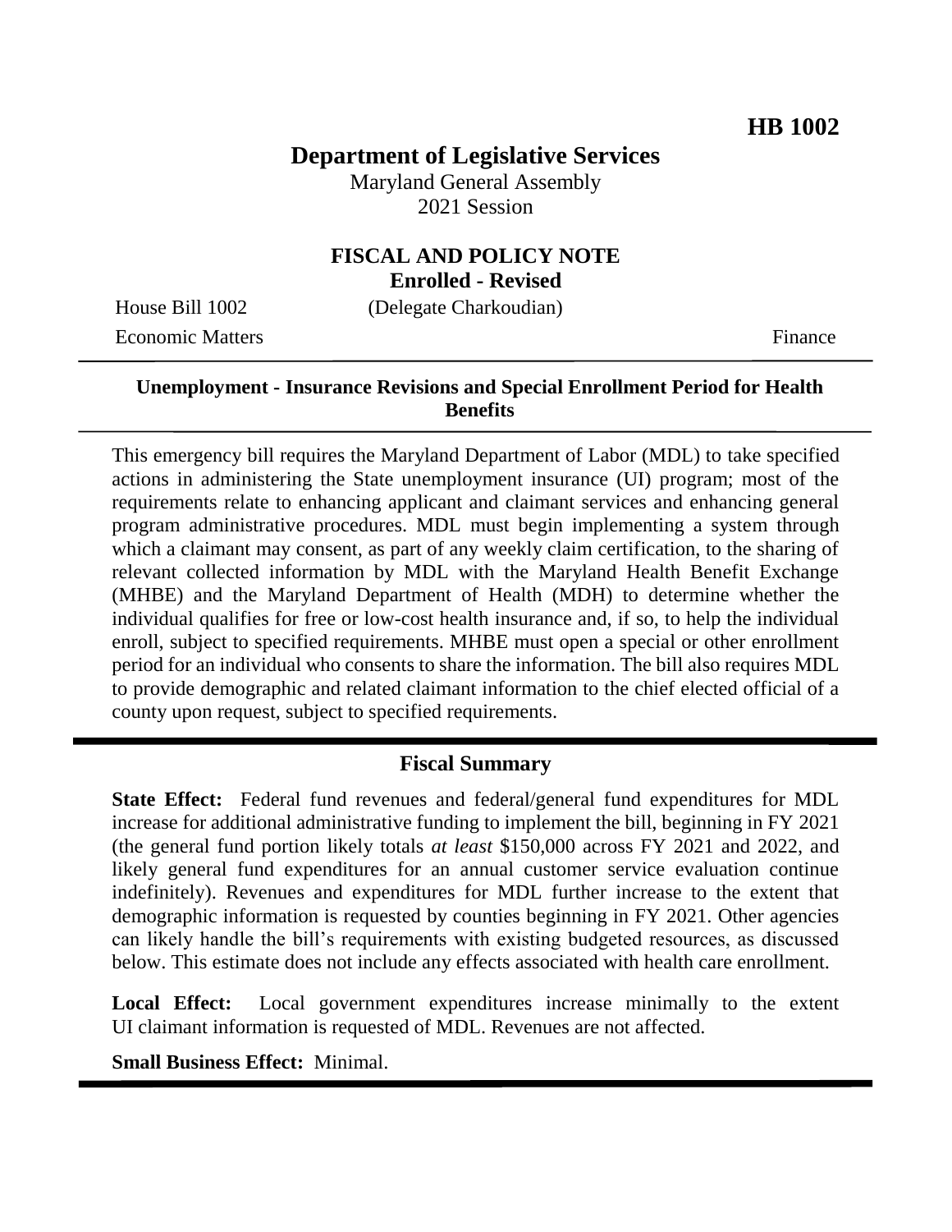**HB 1002**

# Department of Legislative Services

Maryland General Assembly
2021 Session

## FISCAL AND POLICY NOTE
**Enrolled - Revised**

House Bill 1002 (Delegate Charkoudian)
Economic Matters Finance

**Unemployment - Insurance Revisions and Special Enrollment Period for Health Benefits**

This emergency bill requires the Maryland Department of Labor (MDL) to take specified actions in administering the State unemployment insurance (UI) program; most of the requirements relate to enhancing applicant and claimant services and enhancing general program administrative procedures. MDL must begin implementing a system through which a claimant may consent, as part of any weekly claim certification, to the sharing of relevant collected information by MDL with the Maryland Health Benefit Exchange (MHBE) and the Maryland Department of Health (MDH) to determine whether the individual qualifies for free or low-cost health insurance and, if so, to help the individual enroll, subject to specified requirements. MHBE must open a special or other enrollment period for an individual who consents to share the information. The bill also requires MDL to provide demographic and related claimant information to the chief elected official of a county upon request, subject to specified requirements.

## Fiscal Summary

**State Effect:** Federal fund revenues and federal/general fund expenditures for MDL increase for additional administrative funding to implement the bill, beginning in FY 2021 (the general fund portion likely totals *at least* $150,000 across FY 2021 and 2022, and likely general fund expenditures for an annual customer service evaluation continue indefinitely). Revenues and expenditures for MDL further increase to the extent that demographic information is requested by counties beginning in FY 2021. Other agencies can likely handle the bill's requirements with existing budgeted resources, as discussed below. This estimate does not include any effects associated with health care enrollment.

**Local Effect:** Local government expenditures increase minimally to the extent UI claimant information is requested of MDL. Revenues are not affected.

**Small Business Effect:** Minimal.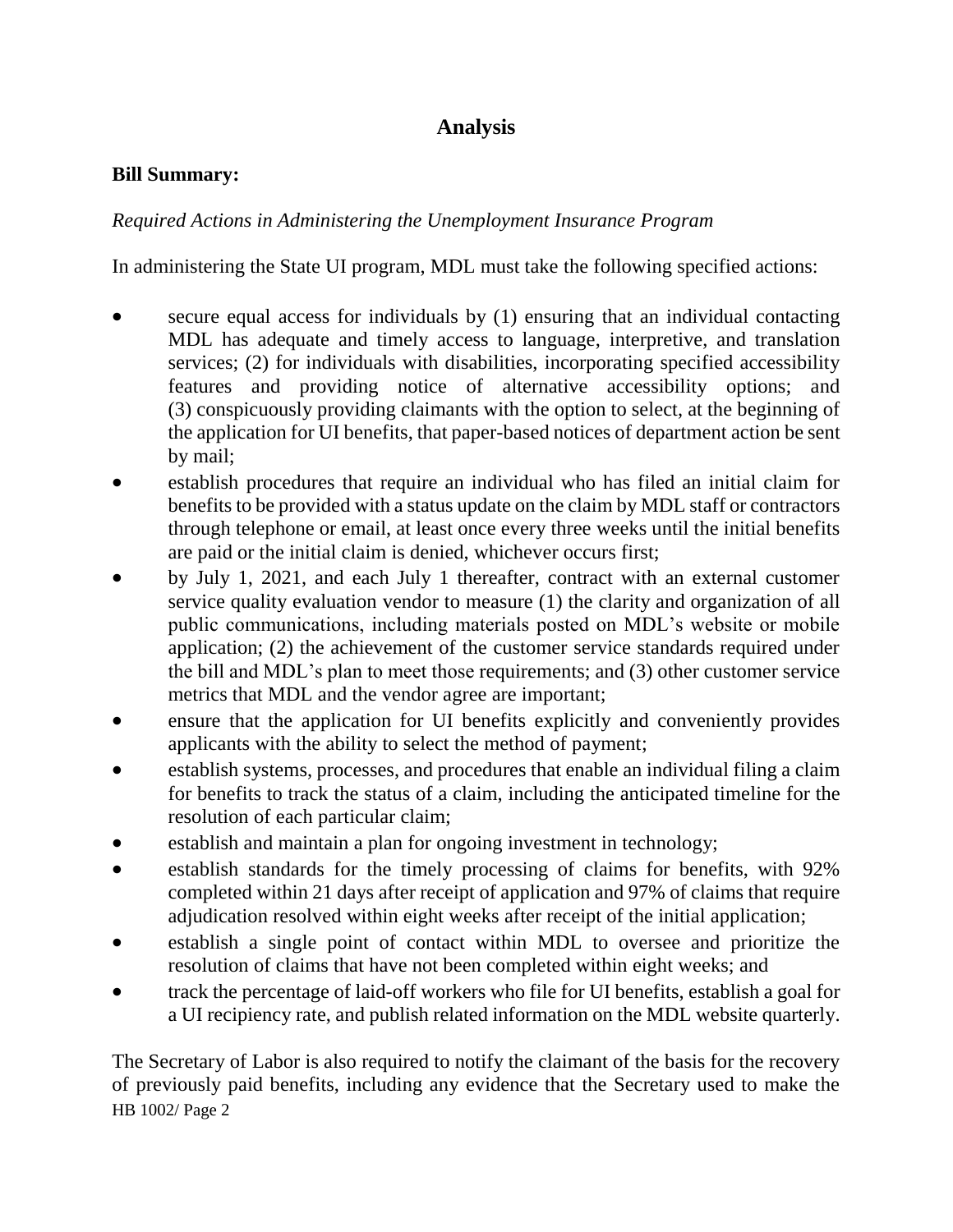# Analysis

**Bill Summary:**

*Required Actions in Administering the Unemployment Insurance Program*

In administering the State UI program, MDL must take the following specified actions:

- secure equal access for individuals by (1) ensuring that an individual contacting MDL has adequate and timely access to language, interpretive, and translation services; (2) for individuals with disabilities, incorporating specified accessibility features and providing notice of alternative accessibility options; and (3) conspicuously providing claimants with the option to select, at the beginning of the application for UI benefits, that paper-based notices of department action be sent by mail;
- establish procedures that require an individual who has filed an initial claim for benefits to be provided with a status update on the claim by MDL staff or contractors through telephone or email, at least once every three weeks until the initial benefits are paid or the initial claim is denied, whichever occurs first;
- by July 1, 2021, and each July 1 thereafter, contract with an external customer service quality evaluation vendor to measure (1) the clarity and organization of all public communications, including materials posted on MDL's website or mobile application; (2) the achievement of the customer service standards required under the bill and MDL's plan to meet those requirements; and (3) other customer service metrics that MDL and the vendor agree are important;
- ensure that the application for UI benefits explicitly and conveniently provides applicants with the ability to select the method of payment;
- establish systems, processes, and procedures that enable an individual filing a claim for benefits to track the status of a claim, including the anticipated timeline for the resolution of each particular claim;
- establish and maintain a plan for ongoing investment in technology;
- establish standards for the timely processing of claims for benefits, with 92% completed within 21 days after receipt of application and 97% of claims that require adjudication resolved within eight weeks after receipt of the initial application;
- establish a single point of contact within MDL to oversee and prioritize the resolution of claims that have not been completed within eight weeks; and
- track the percentage of laid-off workers who file for UI benefits, establish a goal for a UI recipiency rate, and publish related information on the MDL website quarterly.

The Secretary of Labor is also required to notify the claimant of the basis for the recovery of previously paid benefits, including any evidence that the Secretary used to make the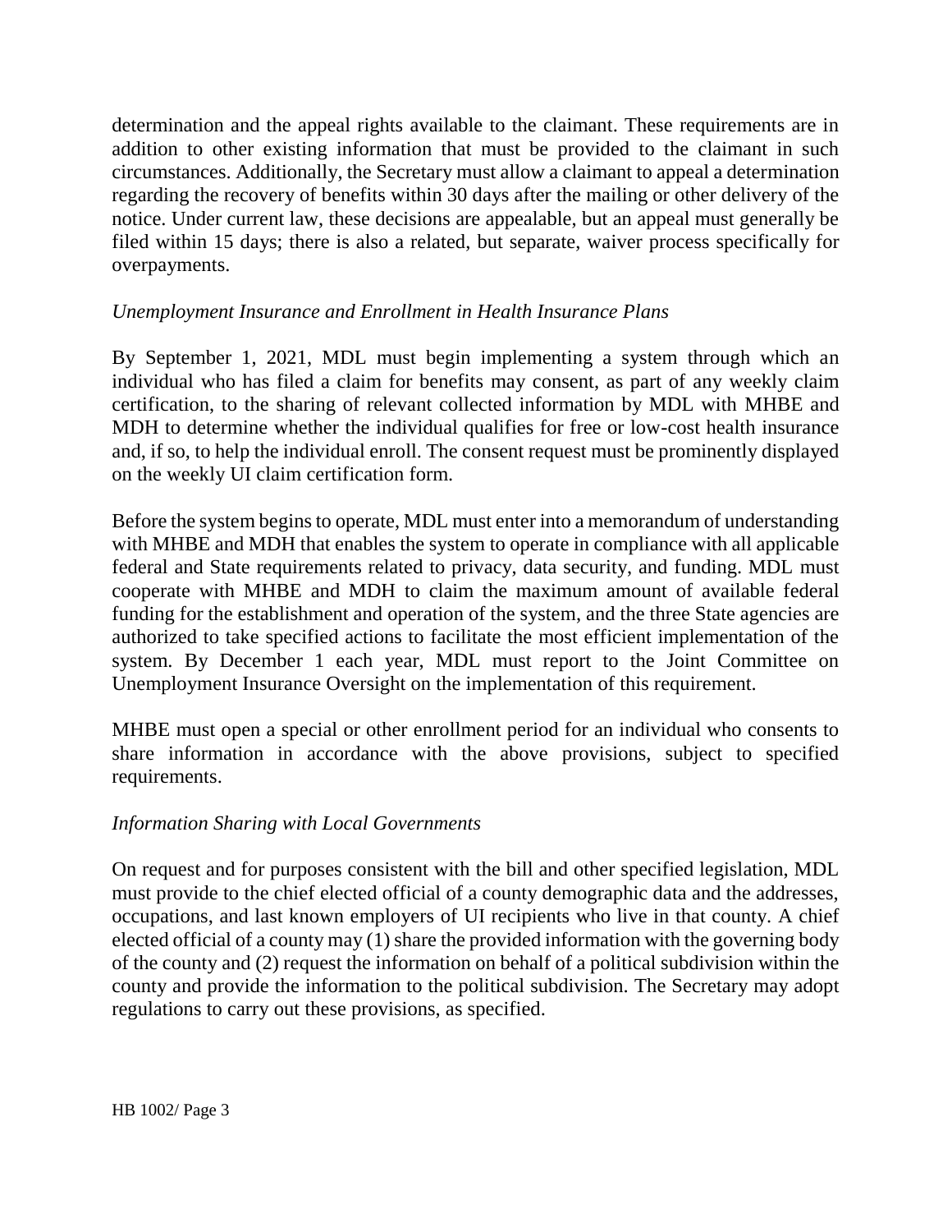determination and the appeal rights available to the claimant. These requirements are in addition to other existing information that must be provided to the claimant in such circumstances. Additionally, the Secretary must allow a claimant to appeal a determination regarding the recovery of benefits within 30 days after the mailing or other delivery of the notice. Under current law, these decisions are appealable, but an appeal must generally be filed within 15 days; there is also a related, but separate, waiver process specifically for overpayments.

*Unemployment Insurance and Enrollment in Health Insurance Plans*

By September 1, 2021, MDL must begin implementing a system through which an individual who has filed a claim for benefits may consent, as part of any weekly claim certification, to the sharing of relevant collected information by MDL with MHBE and MDH to determine whether the individual qualifies for free or low-cost health insurance and, if so, to help the individual enroll. The consent request must be prominently displayed on the weekly UI claim certification form.

Before the system begins to operate, MDL must enter into a memorandum of understanding with MHBE and MDH that enables the system to operate in compliance with all applicable federal and State requirements related to privacy, data security, and funding. MDL must cooperate with MHBE and MDH to claim the maximum amount of available federal funding for the establishment and operation of the system, and the three State agencies are authorized to take specified actions to facilitate the most efficient implementation of the system. By December 1 each year, MDL must report to the Joint Committee on Unemployment Insurance Oversight on the implementation of this requirement.

MHBE must open a special or other enrollment period for an individual who consents to share information in accordance with the above provisions, subject to specified requirements.

*Information Sharing with Local Governments*

On request and for purposes consistent with the bill and other specified legislation, MDL must provide to the chief elected official of a county demographic data and the addresses, occupations, and last known employers of UI recipients who live in that county. A chief elected official of a county may (1) share the provided information with the governing body of the county and (2) request the information on behalf of a political subdivision within the county and provide the information to the political subdivision. The Secretary may adopt regulations to carry out these provisions, as specified.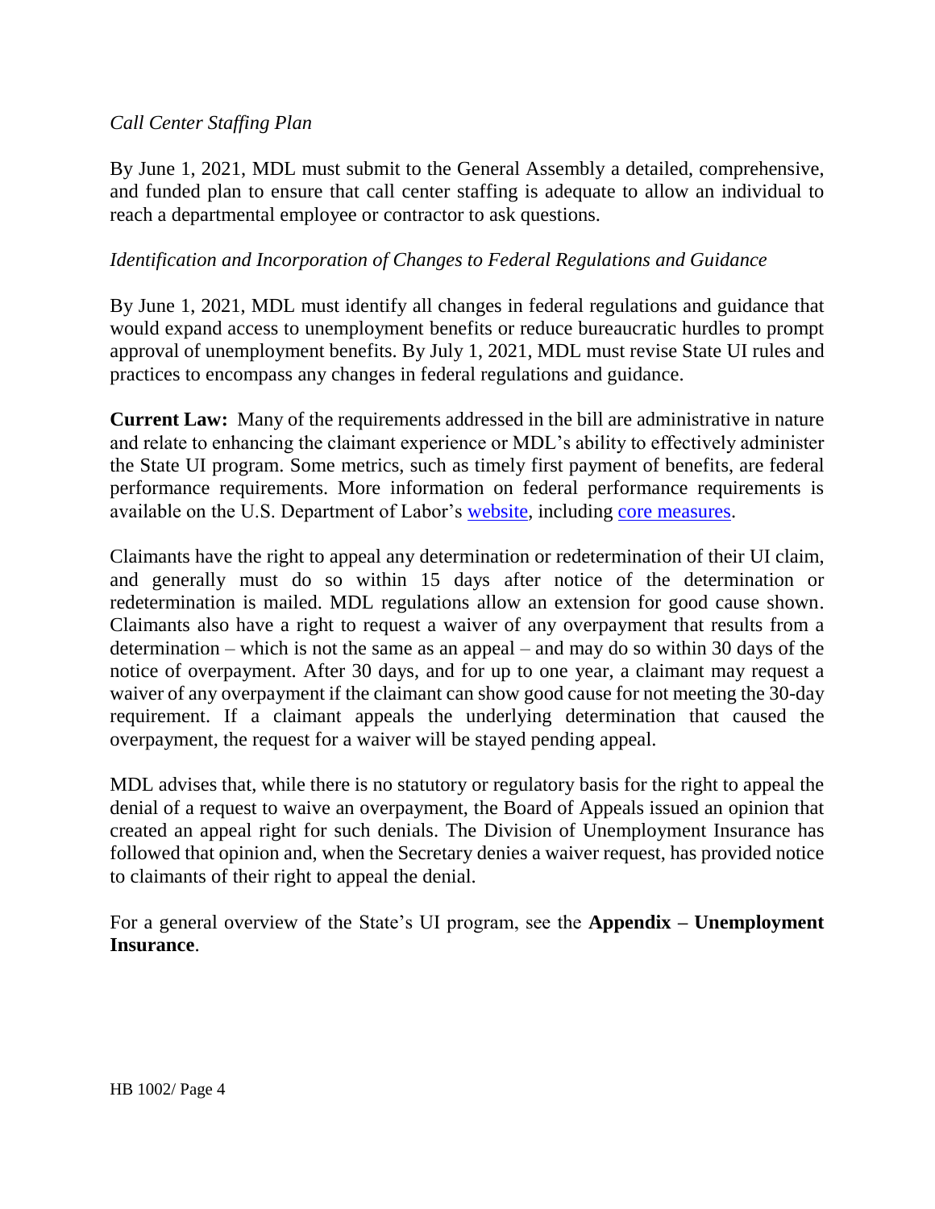*Call Center Staffing Plan*

By June 1, 2021, MDL must submit to the General Assembly a detailed, comprehensive, and funded plan to ensure that call center staffing is adequate to allow an individual to reach a departmental employee or contractor to ask questions.

*Identification and Incorporation of Changes to Federal Regulations and Guidance*

By June 1, 2021, MDL must identify all changes in federal regulations and guidance that would expand access to unemployment benefits or reduce bureaucratic hurdles to prompt approval of unemployment benefits. By July 1, 2021, MDL must revise State UI rules and practices to encompass any changes in federal regulations and guidance.

**Current Law:** Many of the requirements addressed in the bill are administrative in nature and relate to enhancing the claimant experience or MDL's ability to effectively administer the State UI program. Some metrics, such as timely first payment of benefits, are federal performance requirements. More information on federal performance requirements is available on the U.S. Department of Labor's website, including core measures.

Claimants have the right to appeal any determination or redetermination of their UI claim, and generally must do so within 15 days after notice of the determination or redetermination is mailed. MDL regulations allow an extension for good cause shown. Claimants also have a right to request a waiver of any overpayment that results from a determination – which is not the same as an appeal – and may do so within 30 days of the notice of overpayment. After 30 days, and for up to one year, a claimant may request a waiver of any overpayment if the claimant can show good cause for not meeting the 30-day requirement. If a claimant appeals the underlying determination that caused the overpayment, the request for a waiver will be stayed pending appeal.

MDL advises that, while there is no statutory or regulatory basis for the right to appeal the denial of a request to waive an overpayment, the Board of Appeals issued an opinion that created an appeal right for such denials. The Division of Unemployment Insurance has followed that opinion and, when the Secretary denies a waiver request, has provided notice to claimants of their right to appeal the denial.

For a general overview of the State's UI program, see the **Appendix – Unemployment Insurance**.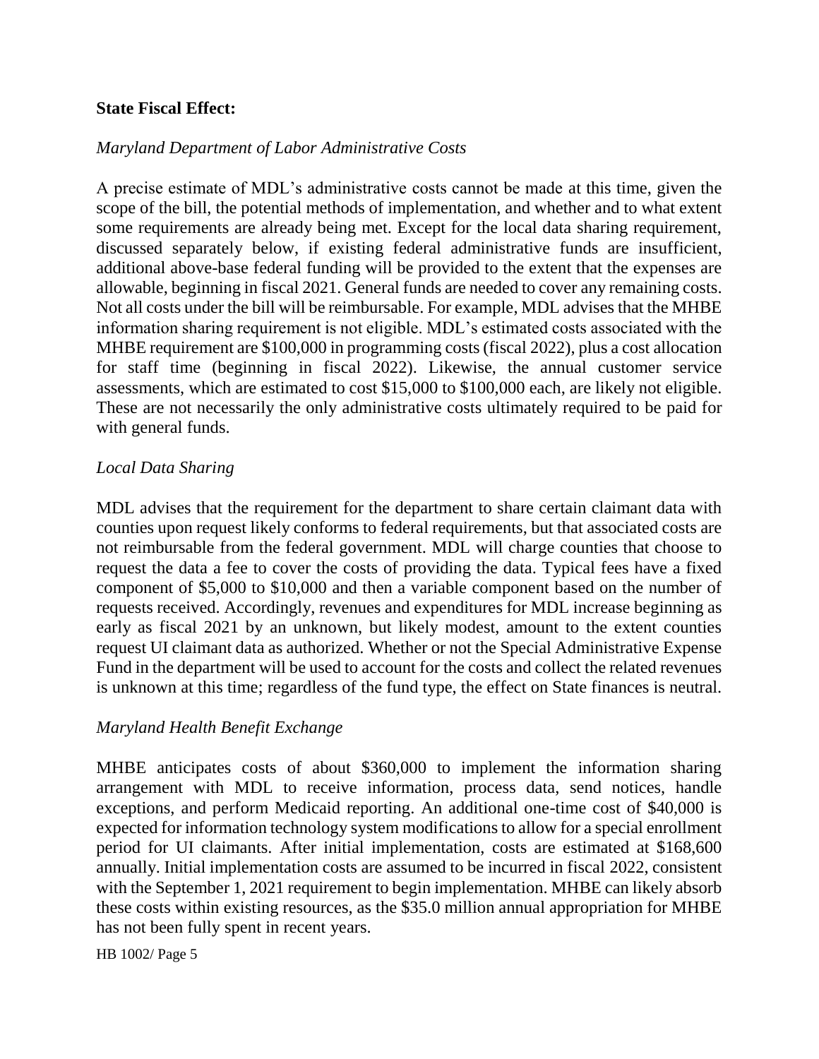**State Fiscal Effect:**

*Maryland Department of Labor Administrative Costs*

A precise estimate of MDL's administrative costs cannot be made at this time, given the scope of the bill, the potential methods of implementation, and whether and to what extent some requirements are already being met. Except for the local data sharing requirement, discussed separately below, if existing federal administrative funds are insufficient, additional above-base federal funding will be provided to the extent that the expenses are allowable, beginning in fiscal 2021. General funds are needed to cover any remaining costs. Not all costs under the bill will be reimbursable. For example, MDL advises that the MHBE information sharing requirement is not eligible. MDL's estimated costs associated with the MHBE requirement are $100,000 in programming costs (fiscal 2022), plus a cost allocation for staff time (beginning in fiscal 2022). Likewise, the annual customer service assessments, which are estimated to cost $15,000 to $100,000 each, are likely not eligible. These are not necessarily the only administrative costs ultimately required to be paid for with general funds.

*Local Data Sharing*

MDL advises that the requirement for the department to share certain claimant data with counties upon request likely conforms to federal requirements, but that associated costs are not reimbursable from the federal government. MDL will charge counties that choose to request the data a fee to cover the costs of providing the data. Typical fees have a fixed component of $5,000 to $10,000 and then a variable component based on the number of requests received. Accordingly, revenues and expenditures for MDL increase beginning as early as fiscal 2021 by an unknown, but likely modest, amount to the extent counties request UI claimant data as authorized. Whether or not the Special Administrative Expense Fund in the department will be used to account for the costs and collect the related revenues is unknown at this time; regardless of the fund type, the effect on State finances is neutral.

*Maryland Health Benefit Exchange*

MHBE anticipates costs of about $360,000 to implement the information sharing arrangement with MDL to receive information, process data, send notices, handle exceptions, and perform Medicaid reporting. An additional one-time cost of $40,000 is expected for information technology system modifications to allow for a special enrollment period for UI claimants. After initial implementation, costs are estimated at $168,600 annually. Initial implementation costs are assumed to be incurred in fiscal 2022, consistent with the September 1, 2021 requirement to begin implementation. MHBE can likely absorb these costs within existing resources, as the $35.0 million annual appropriation for MHBE has not been fully spent in recent years.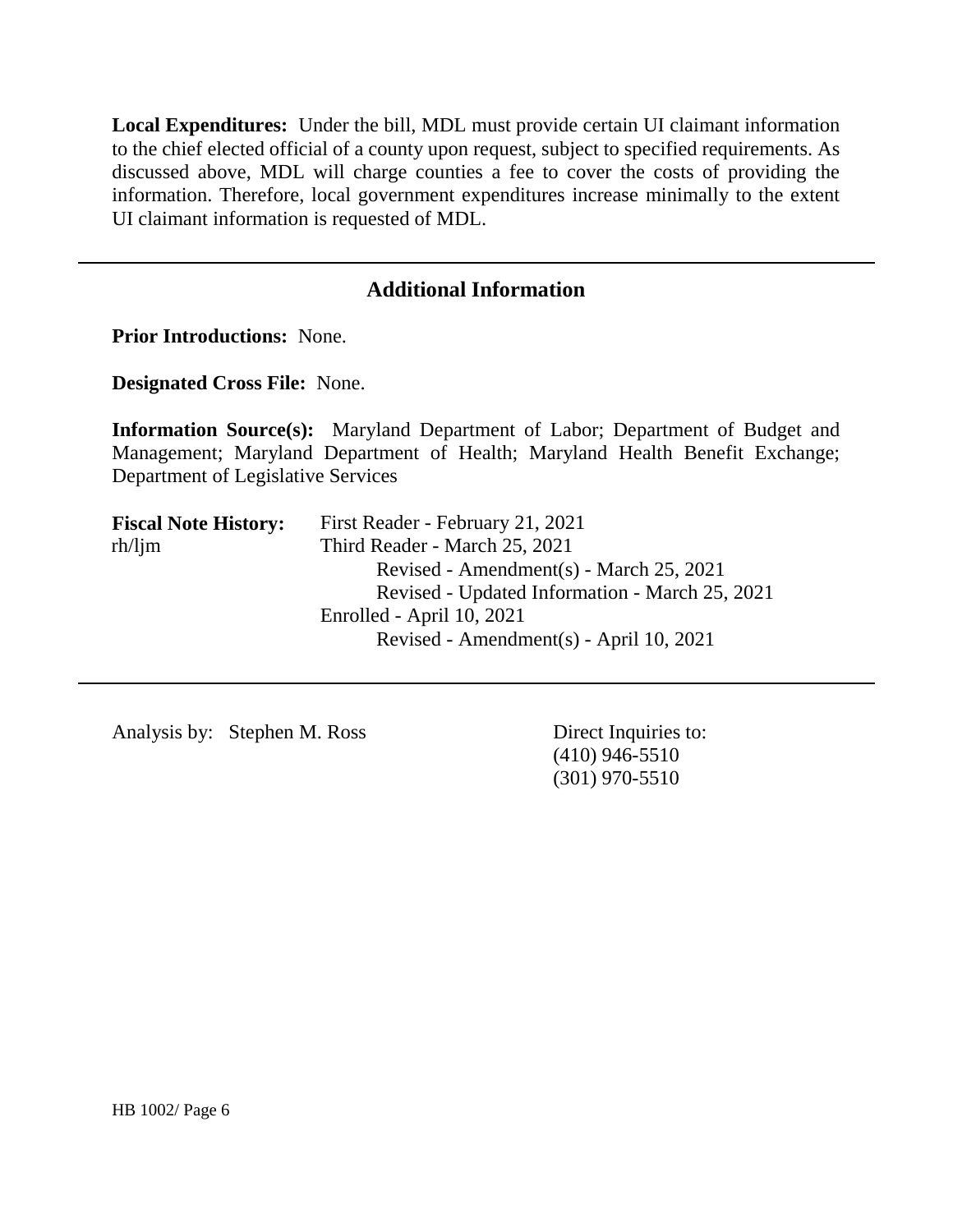**Local Expenditures:** Under the bill, MDL must provide certain UI claimant information to the chief elected official of a county upon request, subject to specified requirements. As discussed above, MDL will charge counties a fee to cover the costs of providing the information. Therefore, local government expenditures increase minimally to the extent UI claimant information is requested of MDL.

---

## Additional Information

**Prior Introductions:** None.

**Designated Cross File:** None.

**Information Source(s):** Maryland Department of Labor; Department of Budget and Management; Maryland Department of Health; Maryland Health Benefit Exchange; Department of Legislative Services

**Fiscal Note History:** First Reader - February 21, 2021
rh/ljm
Third Reader - March 25, 2021
Revised - Amendment(s) - March 25, 2021
Revised - Updated Information - March 25, 2021
Enrolled - April 10, 2021
Revised - Amendment(s) - April 10, 2021

---

Analysis by: Stephen M. Ross

Direct Inquiries to:
(410) 946-5510
(301) 970-5510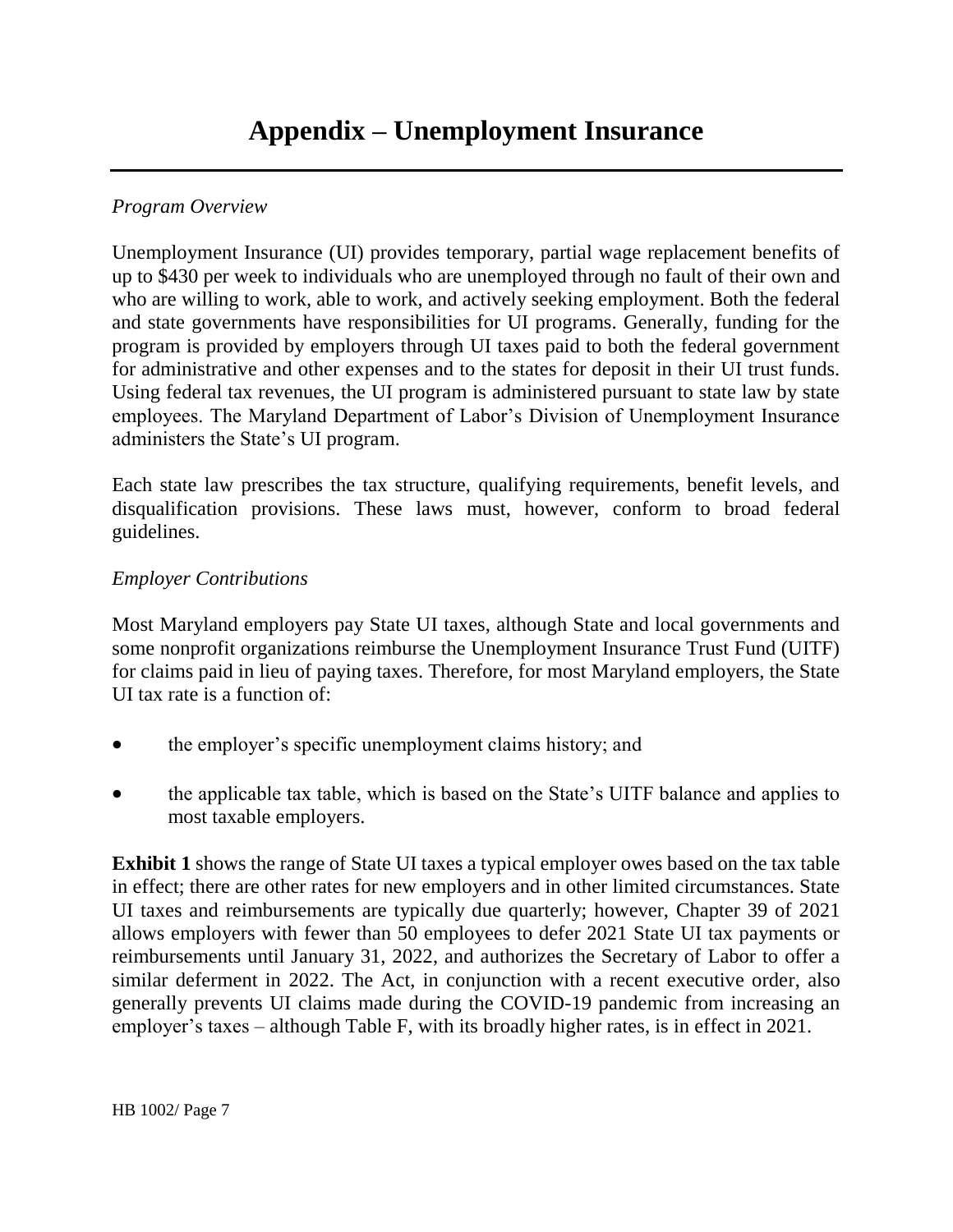# Appendix – Unemployment Insurance

*Program Overview*

Unemployment Insurance (UI) provides temporary, partial wage replacement benefits of up to $430 per week to individuals who are unemployed through no fault of their own and who are willing to work, able to work, and actively seeking employment. Both the federal and state governments have responsibilities for UI programs. Generally, funding for the program is provided by employers through UI taxes paid to both the federal government for administrative and other expenses and to the states for deposit in their UI trust funds. Using federal tax revenues, the UI program is administered pursuant to state law by state employees. The Maryland Department of Labor's Division of Unemployment Insurance administers the State's UI program.

Each state law prescribes the tax structure, qualifying requirements, benefit levels, and disqualification provisions. These laws must, however, conform to broad federal guidelines.

*Employer Contributions*

Most Maryland employers pay State UI taxes, although State and local governments and some nonprofit organizations reimburse the Unemployment Insurance Trust Fund (UITF) for claims paid in lieu of paying taxes. Therefore, for most Maryland employers, the State UI tax rate is a function of:

- the employer's specific unemployment claims history; and
- the applicable tax table, which is based on the State's UITF balance and applies to most taxable employers.

**Exhibit 1** shows the range of State UI taxes a typical employer owes based on the tax table in effect; there are other rates for new employers and in other limited circumstances. State UI taxes and reimbursements are typically due quarterly; however, Chapter 39 of 2021 allows employers with fewer than 50 employees to defer 2021 State UI tax payments or reimbursements until January 31, 2022, and authorizes the Secretary of Labor to offer a similar deferment in 2022. The Act, in conjunction with a recent executive order, also generally prevents UI claims made during the COVID-19 pandemic from increasing an employer's taxes – although Table F, with its broadly higher rates, is in effect in 2021.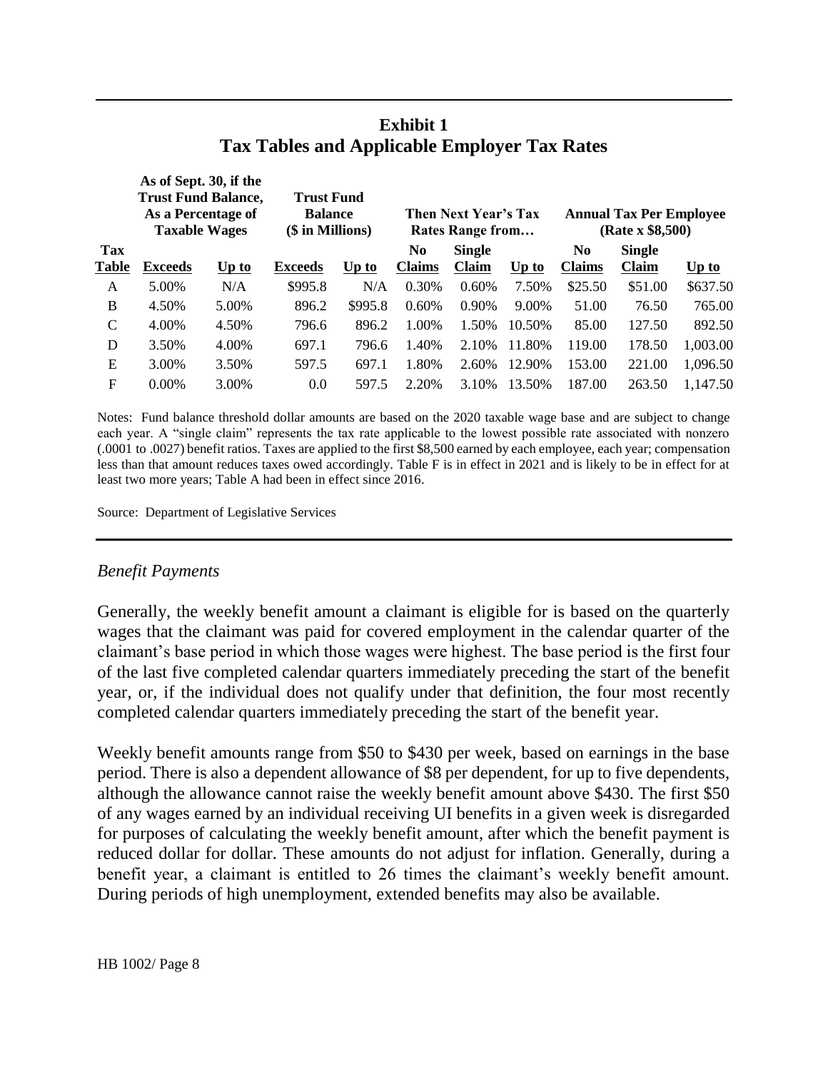## Exhibit 1
## Tax Tables and Applicable Employer Tax Rates

| | As of Sept. 30, if the Trust Fund Balance, As a Percentage of Taxable Wages | | Trust Fund Balance ($ in Millions) | | Then Next Year's Tax Rates Range from… | | | Annual Tax Per Employee (Rate x $8,500) | | |
|---|---|---|---|---|---|---|---|---|---|---|
| **Tax Table** | **Exceeds** | **Up to** | **Exceeds** | **Up to** | **No Claims** | **Single Claim** | **Up to** | **No Claims** | **Single Claim** | **Up to** |
| A | 5.00% | N/A | $995.8 | N/A | 0.30% | 0.60% | 7.50% | $25.50 | $51.00 | $637.50 |
| B | 4.50% | 5.00% | 896.2 | $995.8 | 0.60% | 0.90% | 9.00% | 51.00 | 76.50 | 765.00 |
| C | 4.00% | 4.50% | 796.6 | 896.2 | 1.00% | 1.50% | 10.50% | 85.00 | 127.50 | 892.50 |
| D | 3.50% | 4.00% | 697.1 | 796.6 | 1.40% | 2.10% | 11.80% | 119.00 | 178.50 | 1,003.00 |
| E | 3.00% | 3.50% | 597.5 | 697.1 | 1.80% | 2.60% | 12.90% | 153.00 | 221.00 | 1,096.50 |
| F | 0.00% | 3.00% | 0.0 | 597.5 | 2.20% | 3.10% | 13.50% | 187.00 | 263.50 | 1,147.50 |

Notes: Fund balance threshold dollar amounts are based on the 2020 taxable wage base and are subject to change each year. A "single claim" represents the tax rate applicable to the lowest possible rate associated with nonzero (.0001 to .0027) benefit ratios. Taxes are applied to the first $8,500 earned by each employee, each year; compensation less than that amount reduces taxes owed accordingly. Table F is in effect in 2021 and is likely to be in effect for at least two more years; Table A had been in effect since 2016.

Source: Department of Legislative Services

*Benefit Payments*

Generally, the weekly benefit amount a claimant is eligible for is based on the quarterly wages that the claimant was paid for covered employment in the calendar quarter of the claimant's base period in which those wages were highest. The base period is the first four of the last five completed calendar quarters immediately preceding the start of the benefit year, or, if the individual does not qualify under that definition, the four most recently completed calendar quarters immediately preceding the start of the benefit year.

Weekly benefit amounts range from $50 to $430 per week, based on earnings in the base period. There is also a dependent allowance of $8 per dependent, for up to five dependents, although the allowance cannot raise the weekly benefit amount above $430. The first $50 of any wages earned by an individual receiving UI benefits in a given week is disregarded for purposes of calculating the weekly benefit amount, after which the benefit payment is reduced dollar for dollar. These amounts do not adjust for inflation. Generally, during a benefit year, a claimant is entitled to 26 times the claimant's weekly benefit amount. During periods of high unemployment, extended benefits may also be available.